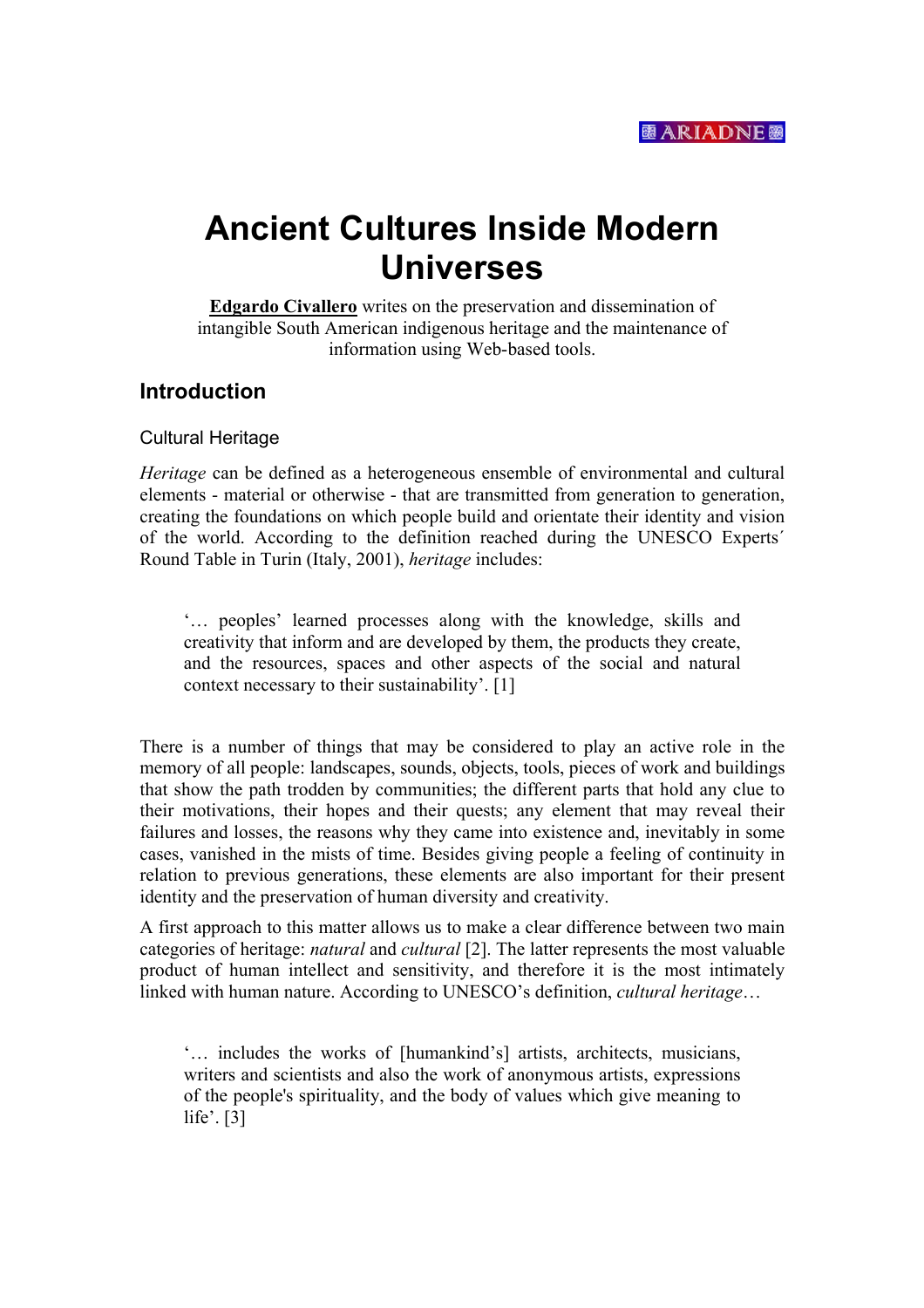# Ancient Cultures Inside Modern Universes

**Edgardo Civallero** writes on the preservation and dissemination of intangible South American indigenous heritage and the maintenance of information using Web-based tools.

## Introduction

### Cultural Heritage

*Heritage* can be defined as a heterogeneous ensemble of environmental and cultural elements - material or otherwise - that are transmitted from generation to generation, creating the foundations on which people build and orientate their identity and vision of the world. According to the definition reached during the UNESCO Experts´ Round Table in Turin (Italy, 2001), *heritage* includes:

> '… peoples' learned processes along with the knowledge, skills and creativity that inform and are developed by them, the products they create, and the resources, spaces and other aspects of the social and natural context necessary to their sustainability'. [1]

There is a number of things that may be considered to play an active role in the memory of all people: landscapes, sounds, objects, tools, pieces of work and buildings that show the path trodden by communities; the different parts that hold any clue to their motivations, their hopes and their quests; any element that may reveal their failures and losses, the reasons why they came into existence and, inevitably in some cases, vanished in the mists of time. Besides giving people a feeling of continuity in relation to previous generations, these elements are also important for their present identity and the preservation of human diversity and creativity.

A first approach to this matter allows us to make a clear difference between two main categories of heritage: *natural* and *cultural* [2]. The latter represents the most valuable product of human intellect and sensitivity, and therefore it is the most intimately linked with human nature. According to UNESCO's definition, *cultural heritage*…

> '… includes the works of [humankind's] artists, architects, musicians, writers and scientists and also the work of anonymous artists, expressions of the people's spirituality, and the body of values which give meaning to life'. [3]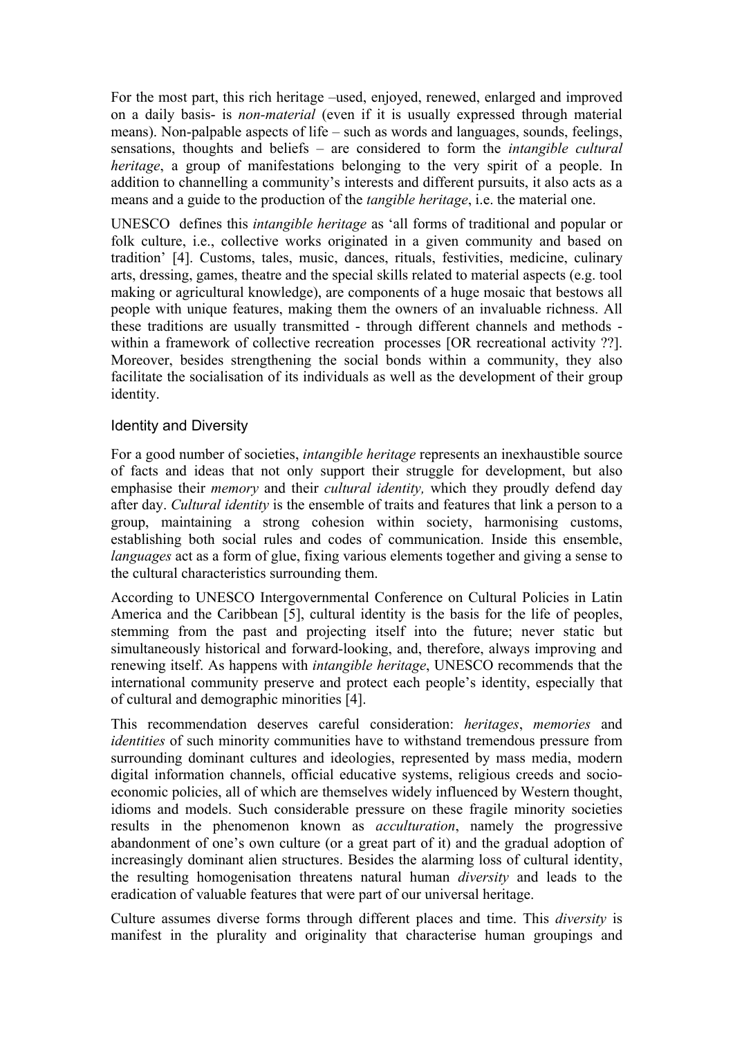For the most part, this rich heritage –used, enjoyed, renewed, enlarged and improved on a daily basis- is *non-material* (even if it is usually expressed through material means). Non-palpable aspects of life – such as words and languages, sounds, feelings, sensations, thoughts and beliefs – are considered to form the *intangible cultural heritage*, a group of manifestations belonging to the very spirit of a people. In addition to channelling a community's interests and different pursuits, it also acts as a means and a guide to the production of the *tangible heritage*, i.e. the material one.

UNESCO defines this *intangible heritage* as 'all forms of traditional and popular or folk culture, i.e., collective works originated in a given community and based on tradition' [4]. Customs, tales, music, dances, rituals, festivities, medicine, culinary arts, dressing, games, theatre and the special skills related to material aspects (e.g. tool making or agricultural knowledge), are components of a huge mosaic that bestows all people with unique features, making them the owners of an invaluable richness. All these traditions are usually transmitted - through different channels and methods - within a framework of collective recreation processes [OR recreational activity ??]. Moreover, besides strengthening the social bonds within a community, they also facilitate the socialisation of its individuals as well as the development of their group identity.

## Identity and Diversity

For a good number of societies, *intangible heritage* represents an inexhaustible source of facts and ideas that not only support their struggle for development, but also emphasise their *memory* and their *cultural identity,* which they proudly defend day after day. *Cultural identity* is the ensemble of traits and features that link a person to a group, maintaining a strong cohesion within society, harmonising customs, establishing both social rules and codes of communication. Inside this ensemble, *languages* act as a form of glue, fixing various elements together and giving a sense to the cultural characteristics surrounding them.

According to UNESCO Intergovernmental Conference on Cultural Policies in Latin America and the Caribbean [5], cultural identity is the basis for the life of peoples, stemming from the past and projecting itself into the future; never static but simultaneously historical and forward-looking, and, therefore, always improving and renewing itself. As happens with *intangible heritage*, UNESCO recommends that the international community preserve and protect each people's identity, especially that of cultural and demographic minorities [4].

This recommendation deserves careful consideration: *heritages*, *memories* and *identities* of such minority communities have to withstand tremendous pressure from surrounding dominant cultures and ideologies, represented by mass media, modern digital information channels, official educative systems, religious creeds and socio-economic policies, all of which are themselves widely influenced by Western thought, idioms and models. Such considerable pressure on these fragile minority societies results in the phenomenon known as *acculturation*, namely the progressive abandonment of one's own culture (or a great part of it) and the gradual adoption of increasingly dominant alien structures. Besides the alarming loss of cultural identity, the resulting homogenisation threatens natural human *diversity* and leads to the eradication of valuable features that were part of our universal heritage.

Culture assumes diverse forms through different places and time. This *diversity* is manifest in the plurality and originality that characterise human groupings and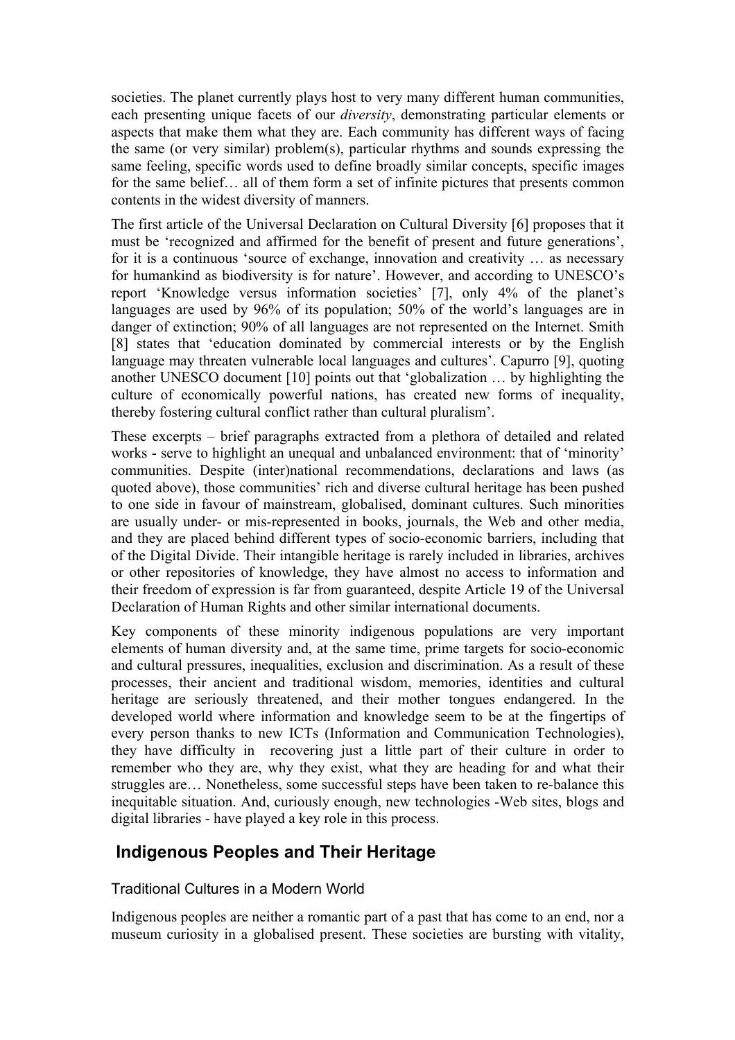societies. The planet currently plays host to very many different human communities, each presenting unique facets of our *diversity*, demonstrating particular elements or aspects that make them what they are. Each community has different ways of facing the same (or very similar) problem(s), particular rhythms and sounds expressing the same feeling, specific words used to define broadly similar concepts, specific images for the same belief… all of them form a set of infinite pictures that presents common contents in the widest diversity of manners.

The first article of the Universal Declaration on Cultural Diversity [6] proposes that it must be 'recognized and affirmed for the benefit of present and future generations', for it is a continuous 'source of exchange, innovation and creativity … as necessary for humankind as biodiversity is for nature'. However, and according to UNESCO's report 'Knowledge versus information societies' [7], only 4% of the planet's languages are used by 96% of its population; 50% of the world's languages are in danger of extinction; 90% of all languages are not represented on the Internet. Smith [8] states that 'education dominated by commercial interests or by the English language may threaten vulnerable local languages and cultures'. Capurro [9], quoting another UNESCO document [10] points out that 'globalization … by highlighting the culture of economically powerful nations, has created new forms of inequality, thereby fostering cultural conflict rather than cultural pluralism'.

These excerpts – brief paragraphs extracted from a plethora of detailed and related works - serve to highlight an unequal and unbalanced environment: that of 'minority' communities. Despite (inter)national recommendations, declarations and laws (as quoted above), those communities' rich and diverse cultural heritage has been pushed to one side in favour of mainstream, globalised, dominant cultures. Such minorities are usually under- or mis-represented in books, journals, the Web and other media, and they are placed behind different types of socio-economic barriers, including that of the Digital Divide. Their intangible heritage is rarely included in libraries, archives or other repositories of knowledge, they have almost no access to information and their freedom of expression is far from guaranteed, despite Article 19 of the Universal Declaration of Human Rights and other similar international documents.

Key components of these minority indigenous populations are very important elements of human diversity and, at the same time, prime targets for socio-economic and cultural pressures, inequalities, exclusion and discrimination. As a result of these processes, their ancient and traditional wisdom, memories, identities and cultural heritage are seriously threatened, and their mother tongues endangered. In the developed world where information and knowledge seem to be at the fingertips of every person thanks to new ICTs (Information and Communication Technologies), they have difficulty in recovering just a little part of their culture in order to remember who they are, why they exist, what they are heading for and what their struggles are… Nonetheless, some successful steps have been taken to re-balance this inequitable situation. And, curiously enough, new technologies -Web sites, blogs and digital libraries - have played a key role in this process.

## Indigenous Peoples and Their Heritage

### Traditional Cultures in a Modern World

Indigenous peoples are neither a romantic part of a past that has come to an end, nor a museum curiosity in a globalised present. These societies are bursting with vitality,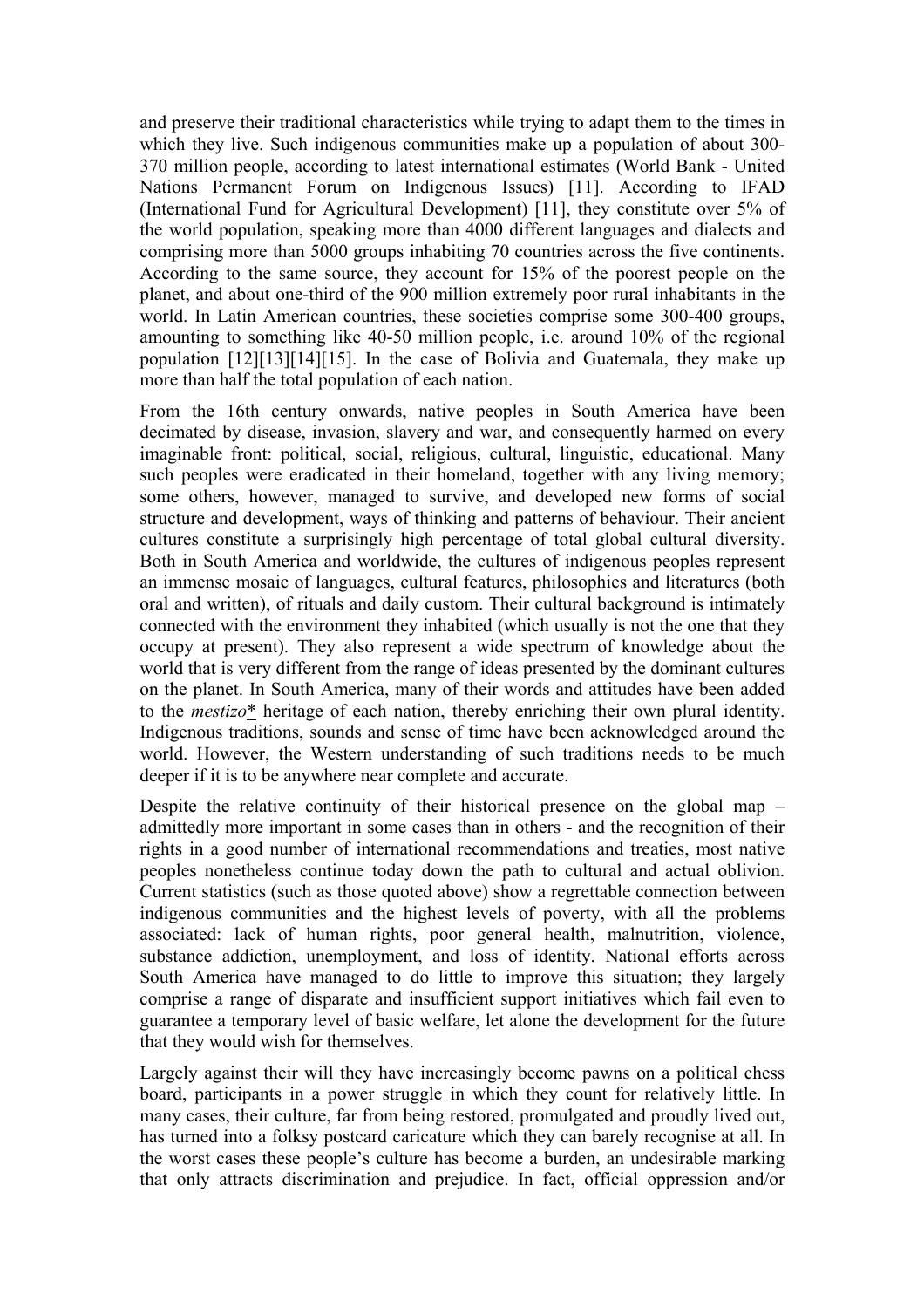and preserve their traditional characteristics while trying to adapt them to the times in which they live. Such indigenous communities make up a population of about 300-370 million people, according to latest international estimates (World Bank - United Nations Permanent Forum on Indigenous Issues) [11]. According to IFAD (International Fund for Agricultural Development) [11], they constitute over 5% of the world population, speaking more than 4000 different languages and dialects and comprising more than 5000 groups inhabiting 70 countries across the five continents. According to the same source, they account for 15% of the poorest people on the planet, and about one-third of the 900 million extremely poor rural inhabitants in the world. In Latin American countries, these societies comprise some 300-400 groups, amounting to something like 40-50 million people, i.e. around 10% of the regional population [12][13][14][15]. In the case of Bolivia and Guatemala, they make up more than half the total population of each nation.

From the 16th century onwards, native peoples in South America have been decimated by disease, invasion, slavery and war, and consequently harmed on every imaginable front: political, social, religious, cultural, linguistic, educational. Many such peoples were eradicated in their homeland, together with any living memory; some others, however, managed to survive, and developed new forms of social structure and development, ways of thinking and patterns of behaviour. Their ancient cultures constitute a surprisingly high percentage of total global cultural diversity. Both in South America and worldwide, the cultures of indigenous peoples represent an immense mosaic of languages, cultural features, philosophies and literatures (both oral and written), of rituals and daily custom. Their cultural background is intimately connected with the environment they inhabited (which usually is not the one that they occupy at present). They also represent a wide spectrum of knowledge about the world that is very different from the range of ideas presented by the dominant cultures on the planet. In South America, many of their words and attitudes have been added to the *mestizo** heritage of each nation, thereby enriching their own plural identity. Indigenous traditions, sounds and sense of time have been acknowledged around the world. However, the Western understanding of such traditions needs to be much deeper if it is to be anywhere near complete and accurate.

Despite the relative continuity of their historical presence on the global map – admittedly more important in some cases than in others - and the recognition of their rights in a good number of international recommendations and treaties, most native peoples nonetheless continue today down the path to cultural and actual oblivion. Current statistics (such as those quoted above) show a regrettable connection between indigenous communities and the highest levels of poverty, with all the problems associated: lack of human rights, poor general health, malnutrition, violence, substance addiction, unemployment, and loss of identity. National efforts across South America have managed to do little to improve this situation; they largely comprise a range of disparate and insufficient support initiatives which fail even to guarantee a temporary level of basic welfare, let alone the development for the future that they would wish for themselves.

Largely against their will they have increasingly become pawns on a political chess board, participants in a power struggle in which they count for relatively little. In many cases, their culture, far from being restored, promulgated and proudly lived out, has turned into a folksy postcard caricature which they can barely recognise at all. In the worst cases these people's culture has become a burden, an undesirable marking that only attracts discrimination and prejudice. In fact, official oppression and/or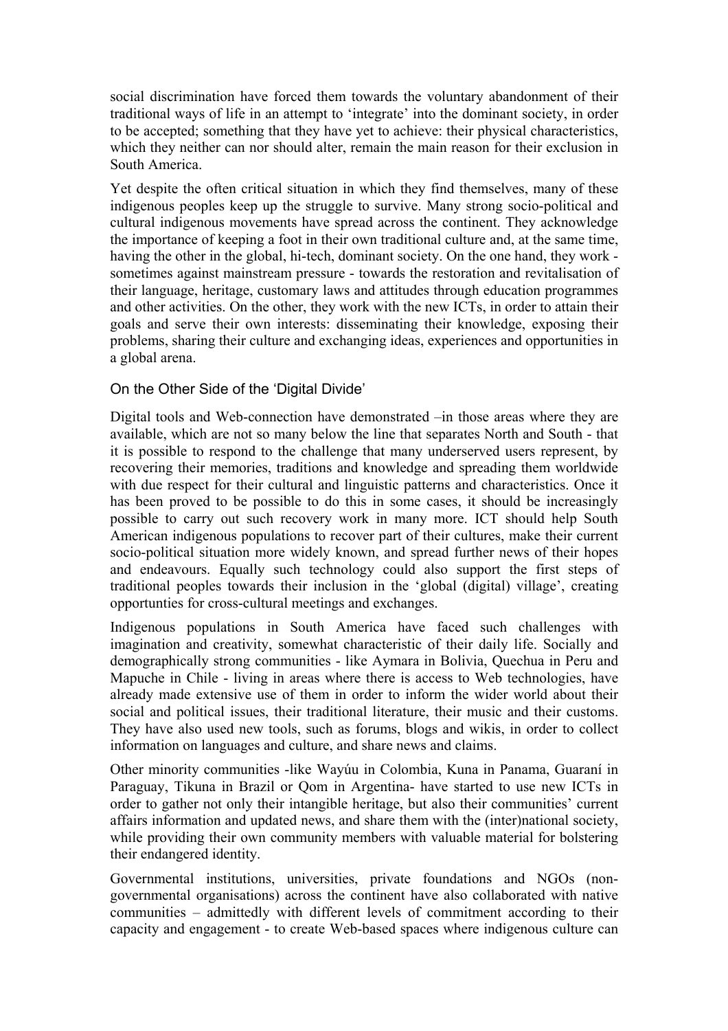social discrimination have forced them towards the voluntary abandonment of their traditional ways of life in an attempt to 'integrate' into the dominant society, in order to be accepted; something that they have yet to achieve: their physical characteristics, which they neither can nor should alter, remain the main reason for their exclusion in South America.

Yet despite the often critical situation in which they find themselves, many of these indigenous peoples keep up the struggle to survive. Many strong socio-political and cultural indigenous movements have spread across the continent. They acknowledge the importance of keeping a foot in their own traditional culture and, at the same time, having the other in the global, hi-tech, dominant society. On the one hand, they work - sometimes against mainstream pressure - towards the restoration and revitalisation of their language, heritage, customary laws and attitudes through education programmes and other activities. On the other, they work with the new ICTs, in order to attain their goals and serve their own interests: disseminating their knowledge, exposing their problems, sharing their culture and exchanging ideas, experiences and opportunities in a global arena.

## On the Other Side of the 'Digital Divide'

Digital tools and Web-connection have demonstrated –in those areas where they are available, which are not so many below the line that separates North and South - that it is possible to respond to the challenge that many underserved users represent, by recovering their memories, traditions and knowledge and spreading them worldwide with due respect for their cultural and linguistic patterns and characteristics. Once it has been proved to be possible to do this in some cases, it should be increasingly possible to carry out such recovery work in many more. ICT should help South American indigenous populations to recover part of their cultures, make their current socio-political situation more widely known, and spread further news of their hopes and endeavours. Equally such technology could also support the first steps of traditional peoples towards their inclusion in the 'global (digital) village', creating opportunties for cross-cultural meetings and exchanges.

Indigenous populations in South America have faced such challenges with imagination and creativity, somewhat characteristic of their daily life. Socially and demographically strong communities - like Aymara in Bolivia, Quechua in Peru and Mapuche in Chile - living in areas where there is access to Web technologies, have already made extensive use of them in order to inform the wider world about their social and political issues, their traditional literature, their music and their customs. They have also used new tools, such as forums, blogs and wikis, in order to collect information on languages and culture, and share news and claims.

Other minority communities -like Wayúu in Colombia, Kuna in Panama, Guaraní in Paraguay, Tikuna in Brazil or Qom in Argentina- have started to use new ICTs in order to gather not only their intangible heritage, but also their communities' current affairs information and updated news, and share them with the (inter)national society, while providing their own community members with valuable material for bolstering their endangered identity.

Governmental institutions, universities, private foundations and NGOs (non-governmental organisations) across the continent have also collaborated with native communities – admittedly with different levels of commitment according to their capacity and engagement - to create Web-based spaces where indigenous culture can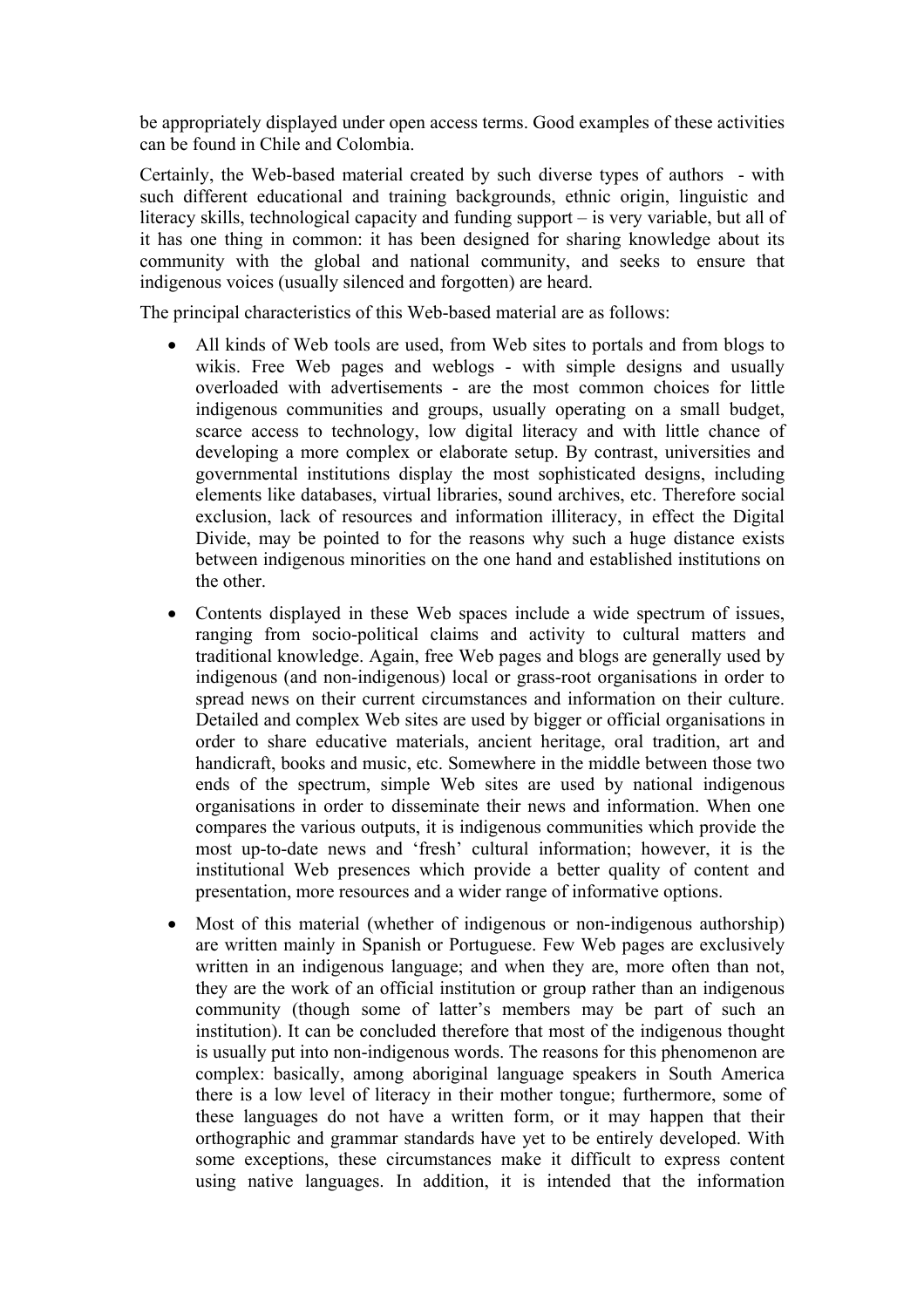be appropriately displayed under open access terms. Good examples of these activities can be found in Chile and Colombia.

Certainly, the Web-based material created by such diverse types of authors - with such different educational and training backgrounds, ethnic origin, linguistic and literacy skills, technological capacity and funding support – is very variable, but all of it has one thing in common: it has been designed for sharing knowledge about its community with the global and national community, and seeks to ensure that indigenous voices (usually silenced and forgotten) are heard.

The principal characteristics of this Web-based material are as follows:

- All kinds of Web tools are used, from Web sites to portals and from blogs to wikis. Free Web pages and weblogs - with simple designs and usually overloaded with advertisements - are the most common choices for little indigenous communities and groups, usually operating on a small budget, scarce access to technology, low digital literacy and with little chance of developing a more complex or elaborate setup. By contrast, universities and governmental institutions display the most sophisticated designs, including elements like databases, virtual libraries, sound archives, etc. Therefore social exclusion, lack of resources and information illiteracy, in effect the Digital Divide, may be pointed to for the reasons why such a huge distance exists between indigenous minorities on the one hand and established institutions on the other.
- Contents displayed in these Web spaces include a wide spectrum of issues, ranging from socio-political claims and activity to cultural matters and traditional knowledge. Again, free Web pages and blogs are generally used by indigenous (and non-indigenous) local or grass-root organisations in order to spread news on their current circumstances and information on their culture. Detailed and complex Web sites are used by bigger or official organisations in order to share educative materials, ancient heritage, oral tradition, art and handicraft, books and music, etc. Somewhere in the middle between those two ends of the spectrum, simple Web sites are used by national indigenous organisations in order to disseminate their news and information. When one compares the various outputs, it is indigenous communities which provide the most up-to-date news and 'fresh' cultural information; however, it is the institutional Web presences which provide a better quality of content and presentation, more resources and a wider range of informative options.
- Most of this material (whether of indigenous or non-indigenous authorship) are written mainly in Spanish or Portuguese. Few Web pages are exclusively written in an indigenous language; and when they are, more often than not, they are the work of an official institution or group rather than an indigenous community (though some of latter's members may be part of such an institution). It can be concluded therefore that most of the indigenous thought is usually put into non-indigenous words. The reasons for this phenomenon are complex: basically, among aboriginal language speakers in South America there is a low level of literacy in their mother tongue; furthermore, some of these languages do not have a written form, or it may happen that their orthographic and grammar standards have yet to be entirely developed. With some exceptions, these circumstances make it difficult to express content using native languages. In addition, it is intended that the information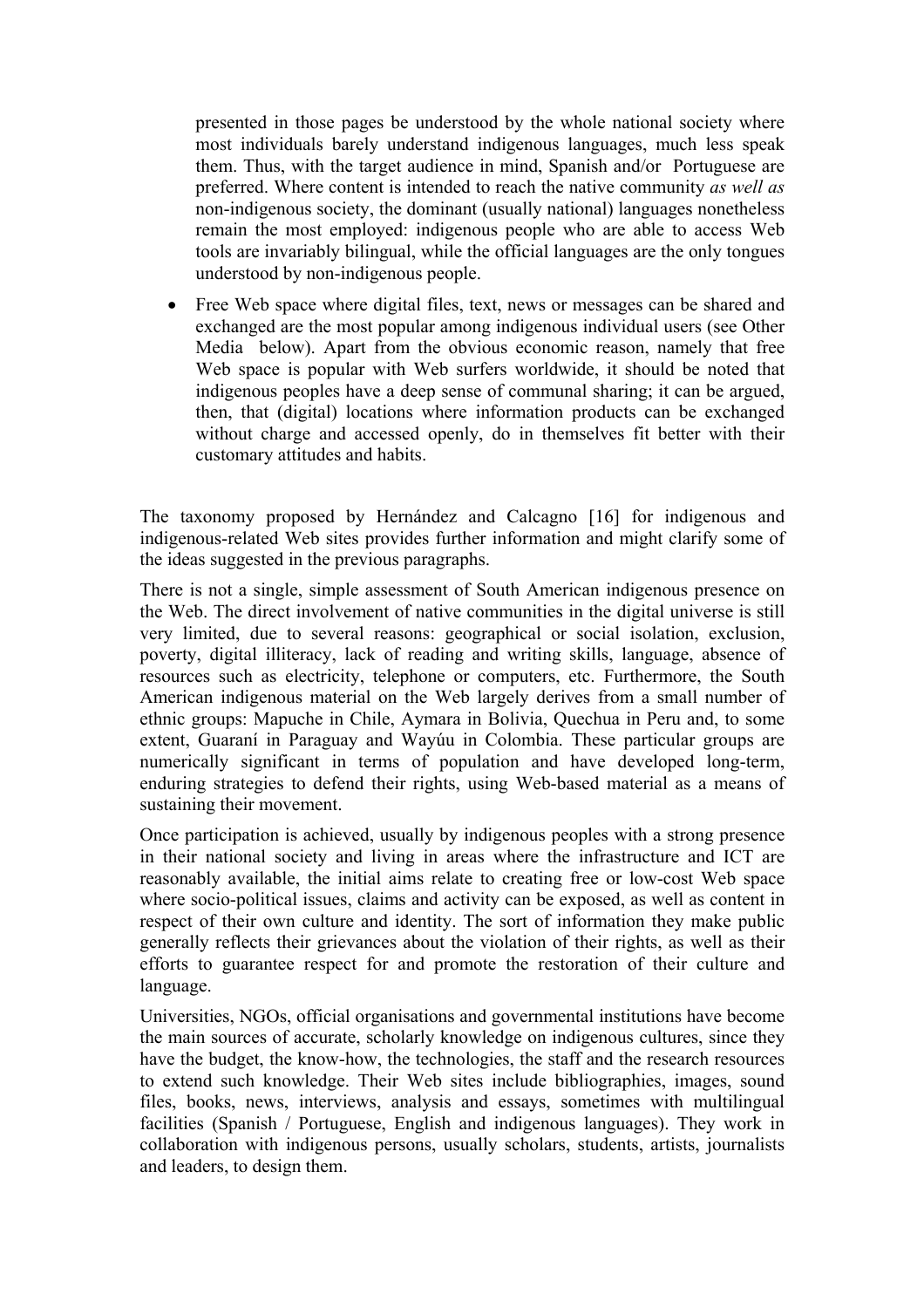presented in those pages be understood by the whole national society where most individuals barely understand indigenous languages, much less speak them. Thus, with the target audience in mind, Spanish and/or Portuguese are preferred. Where content is intended to reach the native community *as well as* non-indigenous society, the dominant (usually national) languages nonetheless remain the most employed: indigenous people who are able to access Web tools are invariably bilingual, while the official languages are the only tongues understood by non-indigenous people.

- Free Web space where digital files, text, news or messages can be shared and exchanged are the most popular among indigenous individual users (see Other Media below). Apart from the obvious economic reason, namely that free Web space is popular with Web surfers worldwide, it should be noted that indigenous peoples have a deep sense of communal sharing; it can be argued, then, that (digital) locations where information products can be exchanged without charge and accessed openly, do in themselves fit better with their customary attitudes and habits.

The taxonomy proposed by Hernández and Calcagno [16] for indigenous and indigenous-related Web sites provides further information and might clarify some of the ideas suggested in the previous paragraphs.

There is not a single, simple assessment of South American indigenous presence on the Web. The direct involvement of native communities in the digital universe is still very limited, due to several reasons: geographical or social isolation, exclusion, poverty, digital illiteracy, lack of reading and writing skills, language, absence of resources such as electricity, telephone or computers, etc. Furthermore, the South American indigenous material on the Web largely derives from a small number of ethnic groups: Mapuche in Chile, Aymara in Bolivia, Quechua in Peru and, to some extent, Guaraní in Paraguay and Wayúu in Colombia. These particular groups are numerically significant in terms of population and have developed long-term, enduring strategies to defend their rights, using Web-based material as a means of sustaining their movement.

Once participation is achieved, usually by indigenous peoples with a strong presence in their national society and living in areas where the infrastructure and ICT are reasonably available, the initial aims relate to creating free or low-cost Web space where socio-political issues, claims and activity can be exposed, as well as content in respect of their own culture and identity. The sort of information they make public generally reflects their grievances about the violation of their rights, as well as their efforts to guarantee respect for and promote the restoration of their culture and language.

Universities, NGOs, official organisations and governmental institutions have become the main sources of accurate, scholarly knowledge on indigenous cultures, since they have the budget, the know-how, the technologies, the staff and the research resources to extend such knowledge. Their Web sites include bibliographies, images, sound files, books, news, interviews, analysis and essays, sometimes with multilingual facilities (Spanish / Portuguese, English and indigenous languages). They work in collaboration with indigenous persons, usually scholars, students, artists, journalists and leaders, to design them.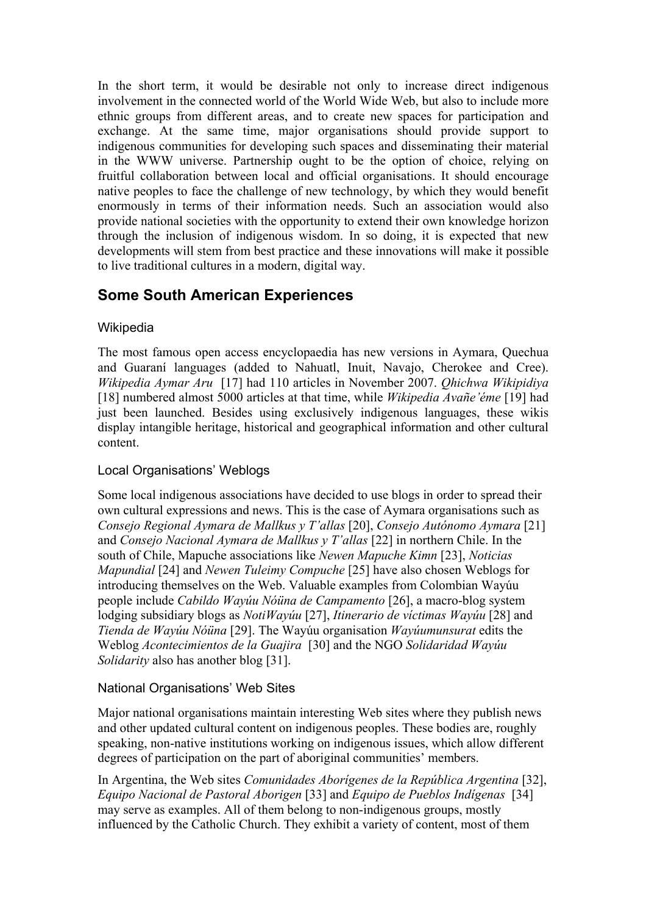In the short term, it would be desirable not only to increase direct indigenous involvement in the connected world of the World Wide Web, but also to include more ethnic groups from different areas, and to create new spaces for participation and exchange. At the same time, major organisations should provide support to indigenous communities for developing such spaces and disseminating their material in the WWW universe. Partnership ought to be the option of choice, relying on fruitful collaboration between local and official organisations. It should encourage native peoples to face the challenge of new technology, by which they would benefit enormously in terms of their information needs. Such an association would also provide national societies with the opportunity to extend their own knowledge horizon through the inclusion of indigenous wisdom. In so doing, it is expected that new developments will stem from best practice and these innovations will make it possible to live traditional cultures in a modern, digital way.

## Some South American Experiences

### Wikipedia

The most famous open access encyclopaedia has new versions in Aymara, Quechua and Guaraní languages (added to Nahuatl, Inuit, Navajo, Cherokee and Cree). *Wikipedia Aymar Aru* [17] had 110 articles in November 2007. *Qhichwa Wikipidiya* [18] numbered almost 5000 articles at that time, while *Wikipedia Avañe'éme* [19] had just been launched. Besides using exclusively indigenous languages, these wikis display intangible heritage, historical and geographical information and other cultural content.

### Local Organisations' Weblogs

Some local indigenous associations have decided to use blogs in order to spread their own cultural expressions and news. This is the case of Aymara organisations such as *Consejo Regional Aymara de Mallkus y T'allas* [20], *Consejo Autónomo Aymara* [21] and *Consejo Nacional Aymara de Mallkus y T'allas* [22] in northern Chile. In the south of Chile, Mapuche associations like *Newen Mapuche Kimn* [23], *Noticias Mapundial* [24] and *Newen Tuleimy Compuche* [25] have also chosen Weblogs for introducing themselves on the Web. Valuable examples from Colombian Wayúu people include *Cabildo Wayúu Nóüna de Campamento* [26], a macro-blog system lodging subsidiary blogs as *NotiWayúu* [27], *Itinerario de víctimas Wayúu* [28] and *Tienda de Wayúu Nóüna* [29]. The Wayúu organisation *Wayúumunsurat* edits the Weblog *Acontecimientos de la Guajira* [30] and the NGO *Solidaridad Wayúu Solidarity* also has another blog [31].

### National Organisations' Web Sites

Major national organisations maintain interesting Web sites where they publish news and other updated cultural content on indigenous peoples. These bodies are, roughly speaking, non-native institutions working on indigenous issues, which allow different degrees of participation on the part of aboriginal communities' members.

In Argentina, the Web sites *Comunidades Aborígenes de la República Argentina* [32], *Equipo Nacional de Pastoral Aborigen* [33] and *Equipo de Pueblos Indígenas* [34] may serve as examples. All of them belong to non-indigenous groups, mostly influenced by the Catholic Church. They exhibit a variety of content, most of them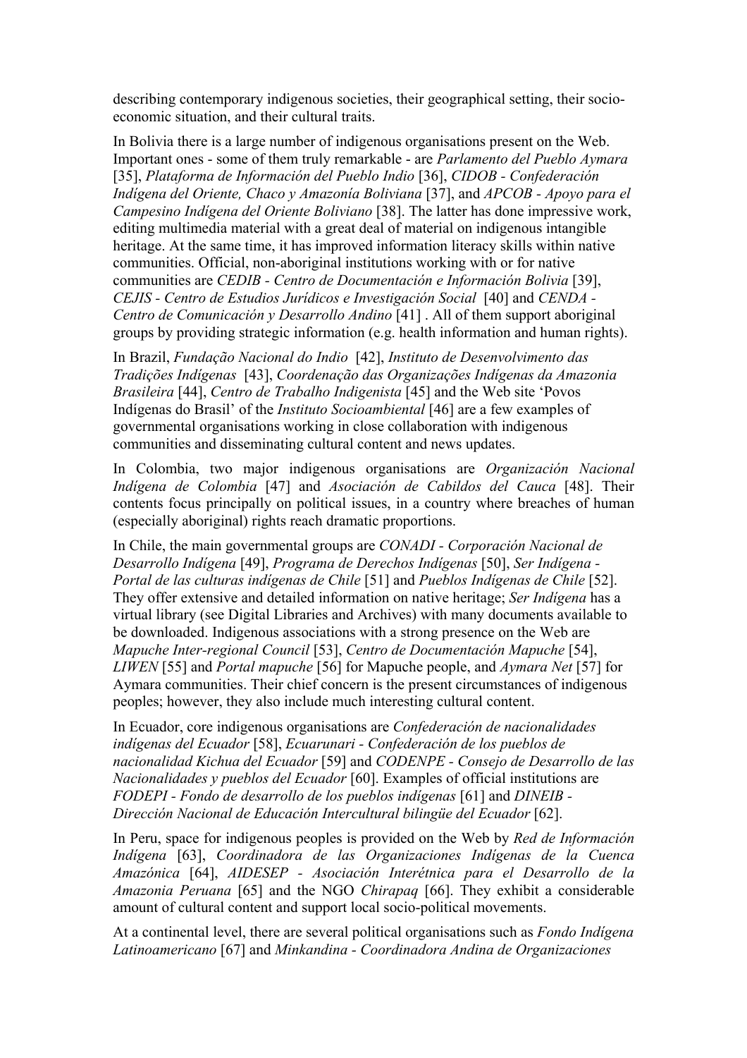describing contemporary indigenous societies, their geographical setting, their socio-economic situation, and their cultural traits.

In Bolivia there is a large number of indigenous organisations present on the Web. Important ones - some of them truly remarkable - are *Parlamento del Pueblo Aymara* [35], *Plataforma de Información del Pueblo Indio* [36], *CIDOB - Confederación Indígena del Oriente, Chaco y Amazonía Boliviana* [37], and *APCOB - Apoyo para el Campesino Indígena del Oriente Boliviano* [38]. The latter has done impressive work, editing multimedia material with a great deal of material on indigenous intangible heritage. At the same time, it has improved information literacy skills within native communities. Official, non-aboriginal institutions working with or for native communities are *CEDIB - Centro de Documentación e Información Bolivia* [39], *CEJIS - Centro de Estudios Jurídicos e Investigación Social* [40] and *CENDA - Centro de Comunicación y Desarrollo Andino* [41] . All of them support aboriginal groups by providing strategic information (e.g. health information and human rights).

In Brazil, *Fundação Nacional do Indio* [42], *Instituto de Desenvolvimento das Tradições Indígenas* [43], *Coordenação das Organizações Indígenas da Amazonia Brasileira* [44], *Centro de Trabalho Indigenista* [45] and the Web site 'Povos Indígenas do Brasil' of the *Instituto Socioambiental* [46] are a few examples of governmental organisations working in close collaboration with indigenous communities and disseminating cultural content and news updates.

In Colombia, two major indigenous organisations are *Organización Nacional Indígena de Colombia* [47] and *Asociación de Cabildos del Cauca* [48]. Their contents focus principally on political issues, in a country where breaches of human (especially aboriginal) rights reach dramatic proportions.

In Chile, the main governmental groups are *CONADI - Corporación Nacional de Desarrollo Indígena* [49], *Programa de Derechos Indígenas* [50], *Ser Indígena - Portal de las culturas indígenas de Chile* [51] and *Pueblos Indígenas de Chile* [52]. They offer extensive and detailed information on native heritage; *Ser Indígena* has a virtual library (see Digital Libraries and Archives) with many documents available to be downloaded. Indigenous associations with a strong presence on the Web are *Mapuche Inter-regional Council* [53], *Centro de Documentación Mapuche* [54], *LIWEN* [55] and *Portal mapuche* [56] for Mapuche people, and *Aymara Net* [57] for Aymara communities. Their chief concern is the present circumstances of indigenous peoples; however, they also include much interesting cultural content.

In Ecuador, core indigenous organisations are *Confederación de nacionalidades indígenas del Ecuador* [58], *Ecuarunari - Confederación de los pueblos de nacionalidad Kichua del Ecuador* [59] and *CODENPE - Consejo de Desarrollo de las Nacionalidades y pueblos del Ecuador* [60]. Examples of official institutions are *FODEPI - Fondo de desarrollo de los pueblos indígenas* [61] and *DINEIB - Dirección Nacional de Educación Intercultural bilingüe del Ecuador* [62].

In Peru, space for indigenous peoples is provided on the Web by *Red de Información Indígena* [63], *Coordinadora de las Organizaciones Indígenas de la Cuenca Amazónica* [64], *AIDESEP - Asociación Interétnica para el Desarrollo de la Amazonia Peruana* [65] and the NGO *Chirapaq* [66]. They exhibit a considerable amount of cultural content and support local socio-political movements.

At a continental level, there are several political organisations such as *Fondo Indígena Latinoamericano* [67] and *Minkandina - Coordinadora Andina de Organizaciones*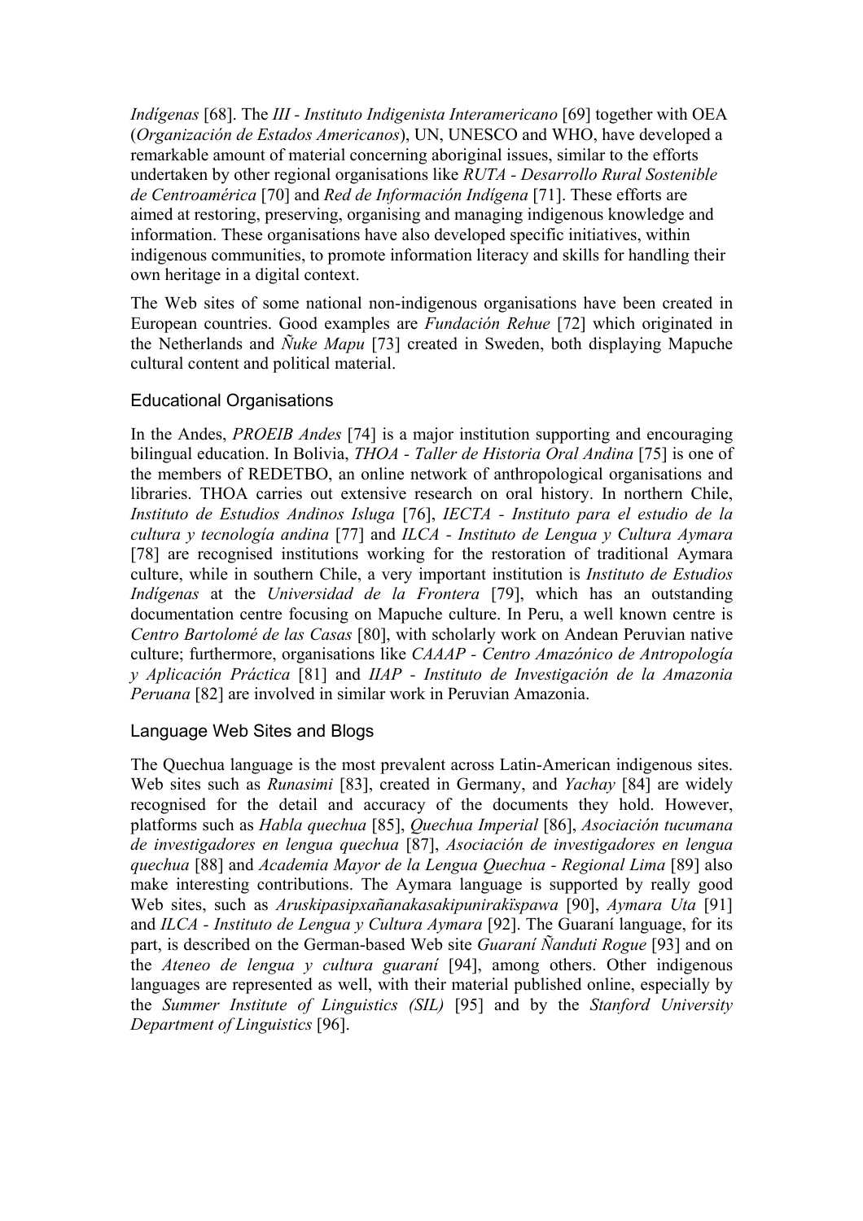*Indígenas* [68]. The *III - Instituto Indigenista Interamericano* [69] together with OEA (*Organización de Estados Americanos*), UN, UNESCO and WHO, have developed a remarkable amount of material concerning aboriginal issues, similar to the efforts undertaken by other regional organisations like *RUTA - Desarrollo Rural Sostenible de Centroamérica* [70] and *Red de Información Indígena* [71]. These efforts are aimed at restoring, preserving, organising and managing indigenous knowledge and information. These organisations have also developed specific initiatives, within indigenous communities, to promote information literacy and skills for handling their own heritage in a digital context.

The Web sites of some national non-indigenous organisations have been created in European countries. Good examples are *Fundación Rehue* [72] which originated in the Netherlands and *Ñuke Mapu* [73] created in Sweden, both displaying Mapuche cultural content and political material.

### Educational Organisations

In the Andes, *PROEIB Andes* [74] is a major institution supporting and encouraging bilingual education. In Bolivia, *THOA - Taller de Historia Oral Andina* [75] is one of the members of REDETBO, an online network of anthropological organisations and libraries. THOA carries out extensive research on oral history. In northern Chile, *Instituto de Estudios Andinos Isluga* [76], *IECTA - Instituto para el estudio de la cultura y tecnología andina* [77] and *ILCA - Instituto de Lengua y Cultura Aymara* [78] are recognised institutions working for the restoration of traditional Aymara culture, while in southern Chile, a very important institution is *Instituto de Estudios Indígenas* at the *Universidad de la Frontera* [79], which has an outstanding documentation centre focusing on Mapuche culture. In Peru, a well known centre is *Centro Bartolomé de las Casas* [80], with scholarly work on Andean Peruvian native culture; furthermore, organisations like *CAAAP - Centro Amazónico de Antropología y Aplicación Práctica* [81] and *IIAP - Instituto de Investigación de la Amazonia Peruana* [82] are involved in similar work in Peruvian Amazonia.

### Language Web Sites and Blogs

The Quechua language is the most prevalent across Latin-American indigenous sites. Web sites such as *Runasimi* [83], created in Germany, and *Yachay* [84] are widely recognised for the detail and accuracy of the documents they hold. However, platforms such as *Habla quechua* [85], *Quechua Imperial* [86], *Asociación tucumana de investigadores en lengua quechua* [87], *Asociación de investigadores en lengua quechua* [88] and *Academia Mayor de la Lengua Quechua - Regional Lima* [89] also make interesting contributions. The Aymara language is supported by really good Web sites, such as *Aruskipasipxañanakasakipunirakïspawa* [90], *Aymara Uta* [91] and *ILCA - Instituto de Lengua y Cultura Aymara* [92]. The Guaraní language, for its part, is described on the German-based Web site *Guaraní Ñanduti Rogue* [93] and on the *Ateneo de lengua y cultura guaraní* [94], among others. Other indigenous languages are represented as well, with their material published online, especially by the *Summer Institute of Linguistics (SIL)* [95] and by the *Stanford University Department of Linguistics* [96].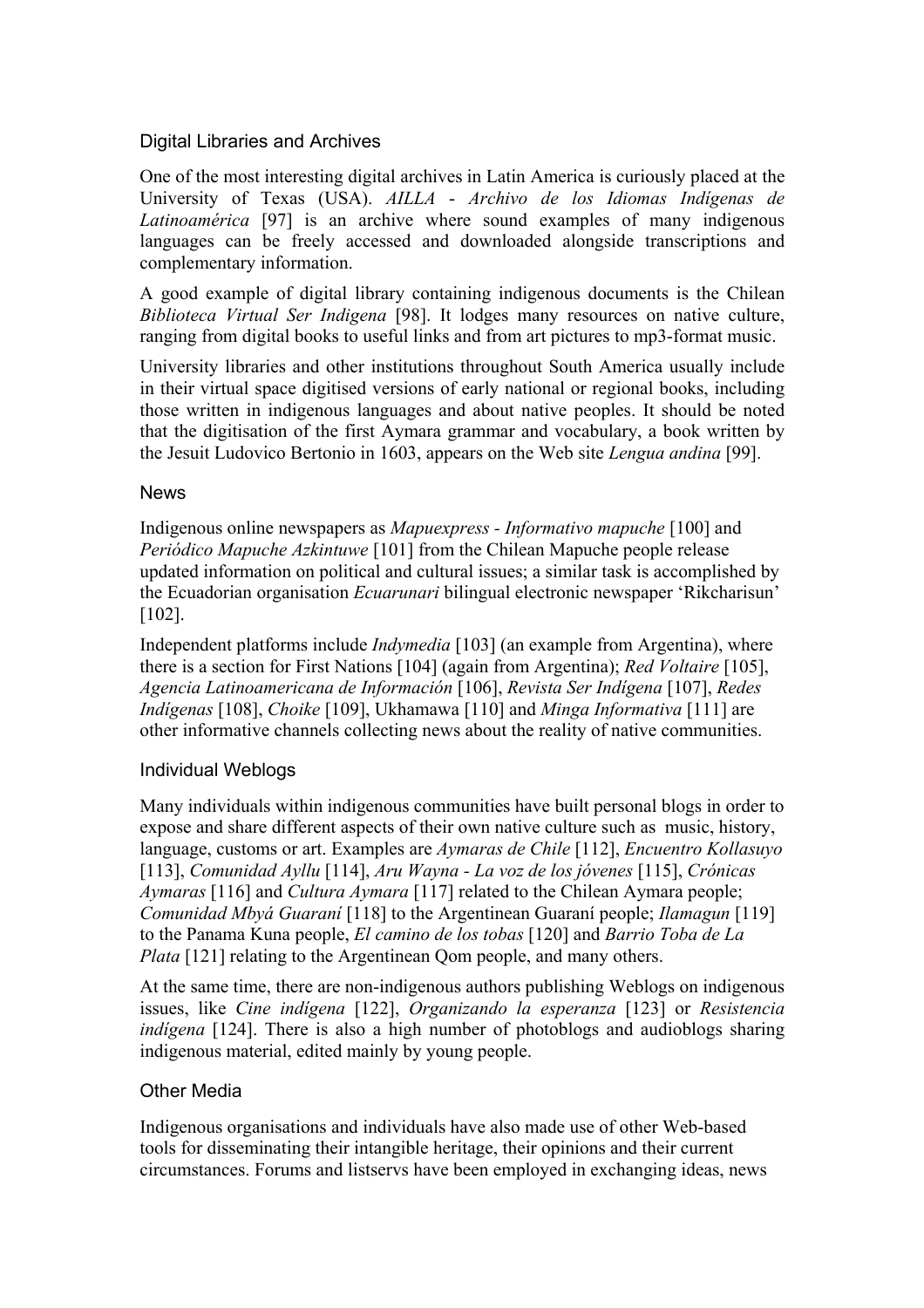### Digital Libraries and Archives

One of the most interesting digital archives in Latin America is curiously placed at the University of Texas (USA). *AILLA - Archivo de los Idiomas Indígenas de Latinoamérica* [97] is an archive where sound examples of many indigenous languages can be freely accessed and downloaded alongside transcriptions and complementary information.

A good example of digital library containing indigenous documents is the Chilean *Biblioteca Virtual Ser Indigena* [98]. It lodges many resources on native culture, ranging from digital books to useful links and from art pictures to mp3-format music.

University libraries and other institutions throughout South America usually include in their virtual space digitised versions of early national or regional books, including those written in indigenous languages and about native peoples. It should be noted that the digitisation of the first Aymara grammar and vocabulary, a book written by the Jesuit Ludovico Bertonio in 1603, appears on the Web site *Lengua andina* [99].

### News

Indigenous online newspapers as *Mapuexpress - Informativo mapuche* [100] and *Periódico Mapuche Azkintuwe* [101] from the Chilean Mapuche people release updated information on political and cultural issues; a similar task is accomplished by the Ecuadorian organisation *Ecuarunari* bilingual electronic newspaper 'Rikcharisun' [102].

Independent platforms include *Indymedia* [103] (an example from Argentina), where there is a section for First Nations [104] (again from Argentina); *Red Voltaire* [105], *Agencia Latinoamericana de Información* [106], *Revista Ser Indígena* [107], *Redes Indígenas* [108], *Choike* [109], Ukhamawa [110] and *Minga Informativa* [111] are other informative channels collecting news about the reality of native communities.

### Individual Weblogs

Many individuals within indigenous communities have built personal blogs in order to expose and share different aspects of their own native culture such as music, history, language, customs or art. Examples are *Aymaras de Chile* [112], *Encuentro Kollasuyo* [113], *Comunidad Ayllu* [114], *Aru Wayna - La voz de los jóvenes* [115], *Crónicas Aymaras* [116] and *Cultura Aymara* [117] related to the Chilean Aymara people; *Comunidad Mbyá Guaraní* [118] to the Argentinean Guaraní people; *Ilamagun* [119] to the Panama Kuna people, *El camino de los tobas* [120] and *Barrio Toba de La Plata* [121] relating to the Argentinean Qom people, and many others.

At the same time, there are non-indigenous authors publishing Weblogs on indigenous issues, like *Cine indígena* [122], *Organizando la esperanza* [123] or *Resistencia indígena* [124]. There is also a high number of photoblogs and audioblogs sharing indigenous material, edited mainly by young people.

### Other Media

Indigenous organisations and individuals have also made use of other Web-based tools for disseminating their intangible heritage, their opinions and their current circumstances. Forums and listservs have been employed in exchanging ideas, news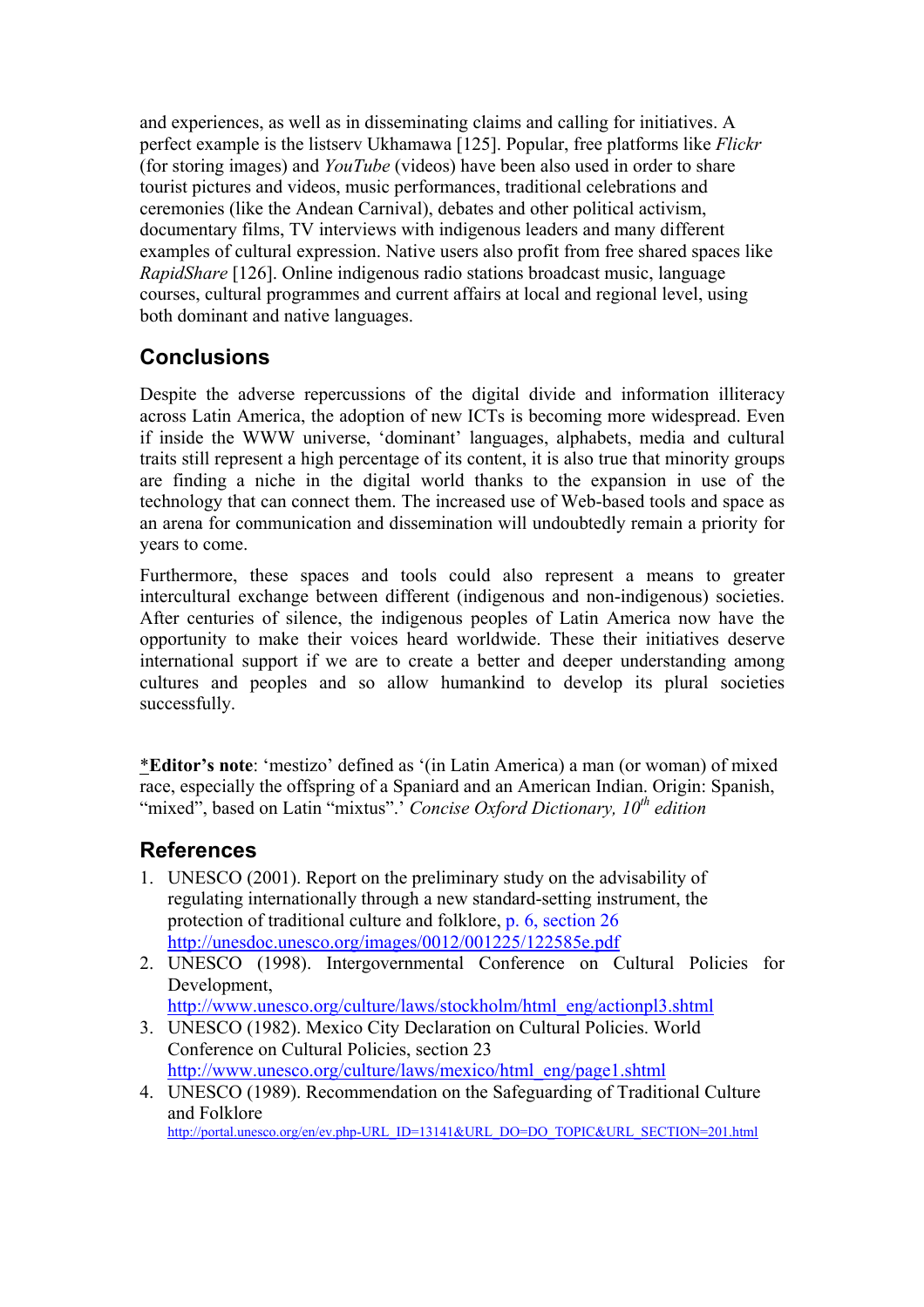and experiences, as well as in disseminating claims and calling for initiatives. A perfect example is the listserv Ukhamawa [125]. Popular, free platforms like *Flickr* (for storing images) and *YouTube* (videos) have been also used in order to share tourist pictures and videos, music performances, traditional celebrations and ceremonies (like the Andean Carnival), debates and other political activism, documentary films, TV interviews with indigenous leaders and many different examples of cultural expression. Native users also profit from free shared spaces like *RapidShare* [126]. Online indigenous radio stations broadcast music, language courses, cultural programmes and current affairs at local and regional level, using both dominant and native languages.

## Conclusions

Despite the adverse repercussions of the digital divide and information illiteracy across Latin America, the adoption of new ICTs is becoming more widespread. Even if inside the WWW universe, 'dominant' languages, alphabets, media and cultural traits still represent a high percentage of its content, it is also true that minority groups are finding a niche in the digital world thanks to the expansion in use of the technology that can connect them. The increased use of Web-based tools and space as an arena for communication and dissemination will undoubtedly remain a priority for years to come.

Furthermore, these spaces and tools could also represent a means to greater intercultural exchange between different (indigenous and non-indigenous) societies. After centuries of silence, the indigenous peoples of Latin America now have the opportunity to make their voices heard worldwide. These their initiatives deserve international support if we are to create a better and deeper understanding among cultures and peoples and so allow humankind to develop its plural societies successfully.

*__Editor's note__: 'mestizo' defined as '(in Latin America) a man (or woman) of mixed race, especially the offspring of a Spaniard and an American Indian. Origin: Spanish, "mixed", based on Latin "mixtus".' *Concise Oxford Dictionary, 10th edition*

## References

1. UNESCO (2001). Report on the preliminary study on the advisability of regulating internationally through a new standard-setting instrument, the protection of traditional culture and folklore, p. 6, section 26 http://unesdoc.unesco.org/images/0012/001225/122585e.pdf
2. UNESCO (1998). Intergovernmental Conference on Cultural Policies for Development, http://www.unesco.org/culture/laws/stockholm/html_eng/actionpl3.shtml
3. UNESCO (1982). Mexico City Declaration on Cultural Policies. World Conference on Cultural Policies, section 23 http://www.unesco.org/culture/laws/mexico/html_eng/page1.shtml
4. UNESCO (1989). Recommendation on the Safeguarding of Traditional Culture and Folklore http://portal.unesco.org/en/ev.php-URL_ID=13141&URL_DO=DO_TOPIC&URL_SECTION=201.html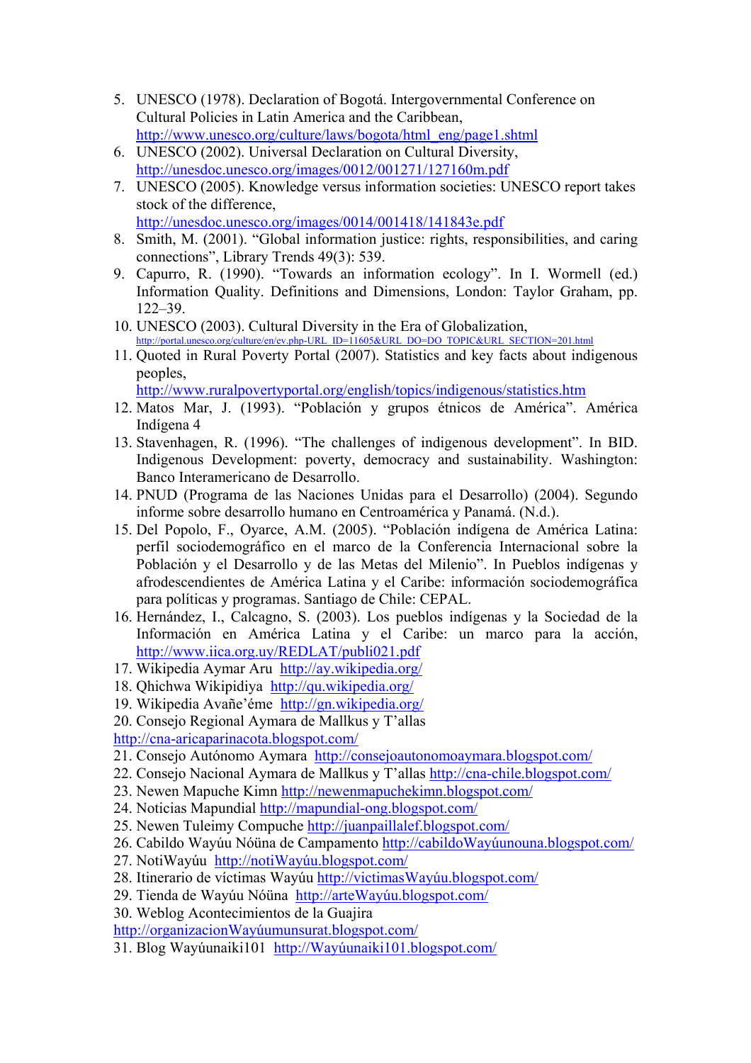5. UNESCO (1978). Declaration of Bogotá. Intergovernmental Conference on Cultural Policies in Latin America and the Caribbean, http://www.unesco.org/culture/laws/bogota/html_eng/page1.shtml
6. UNESCO (2002). Universal Declaration on Cultural Diversity, http://unesdoc.unesco.org/images/0012/001271/127160m.pdf
7. UNESCO (2005). Knowledge versus information societies: UNESCO report takes stock of the difference, http://unesdoc.unesco.org/images/0014/001418/141843e.pdf
8. Smith, M. (2001). "Global information justice: rights, responsibilities, and caring connections", Library Trends 49(3): 539.
9. Capurro, R. (1990). "Towards an information ecology". In I. Wormell (ed.) Information Quality. Definitions and Dimensions, London: Taylor Graham, pp. 122–39.
10. UNESCO (2003). Cultural Diversity in the Era of Globalization, http://portal.unesco.org/culture/en/ev.php-URL_ID=11605&URL_DO=DO_TOPIC&URL_SECTION=201.html
11. Quoted in Rural Poverty Portal (2007). Statistics and key facts about indigenous peoples, http://www.ruralpovertyportal.org/english/topics/indigenous/statistics.htm
12. Matos Mar, J. (1993). "Población y grupos étnicos de América". América Indígena 4
13. Stavenhagen, R. (1996). "The challenges of indigenous development". In BID. Indigenous Development: poverty, democracy and sustainability. Washington: Banco Interamericano de Desarrollo.
14. PNUD (Programa de las Naciones Unidas para el Desarrollo) (2004). Segundo informe sobre desarrollo humano en Centroamérica y Panamá. (N.d.).
15. Del Popolo, F., Oyarce, A.M. (2005). "Población indígena de América Latina: perfil sociodemográfico en el marco de la Conferencia Internacional sobre la Población y el Desarrollo y de las Metas del Milenio". In Pueblos indígenas y afrodescendientes de América Latina y el Caribe: información sociodemográfica para políticas y programas. Santiago de Chile: CEPAL.
16. Hernández, I., Calcagno, S. (2003). Los pueblos indígenas y la Sociedad de la Información en América Latina y el Caribe: un marco para la acción, http://www.iica.org.uy/REDLAT/publi021.pdf
17. Wikipedia Aymar Aru http://ay.wikipedia.org/
18. Qhichwa Wikipidiya http://qu.wikipedia.org/
19. Wikipedia Avañe'éme http://gn.wikipedia.org/
20. Consejo Regional Aymara de Mallkus y T'allas http://cna-aricaparinacota.blogspot.com/
21. Consejo Autónomo Aymara http://consejoautonomoaymara.blogspot.com/
22. Consejo Nacional Aymara de Mallkus y T'allas http://cna-chile.blogspot.com/
23. Newen Mapuche Kimn http://newenmapuchekimn.blogspot.com/
24. Noticias Mapundial http://mapundial-ong.blogspot.com/
25. Newen Tuleimy Compuche http://juanpaillalef.blogspot.com/
26. Cabildo Wayúu Nóüna de Campamento http://cabildoWayúunouna.blogspot.com/
27. NotiWayúu http://notiWayúu.blogspot.com/
28. Itinerario de víctimas Wayúu http://victimasWayúu.blogspot.com/
29. Tienda de Wayúu Nóüna http://arteWayúu.blogspot.com/
30. Weblog Acontecimientos de la Guajira http://organizacionWayúumunsurat.blogspot.com/
31. Blog Wayúunaiki101 http://Wayúunaiki101.blogspot.com/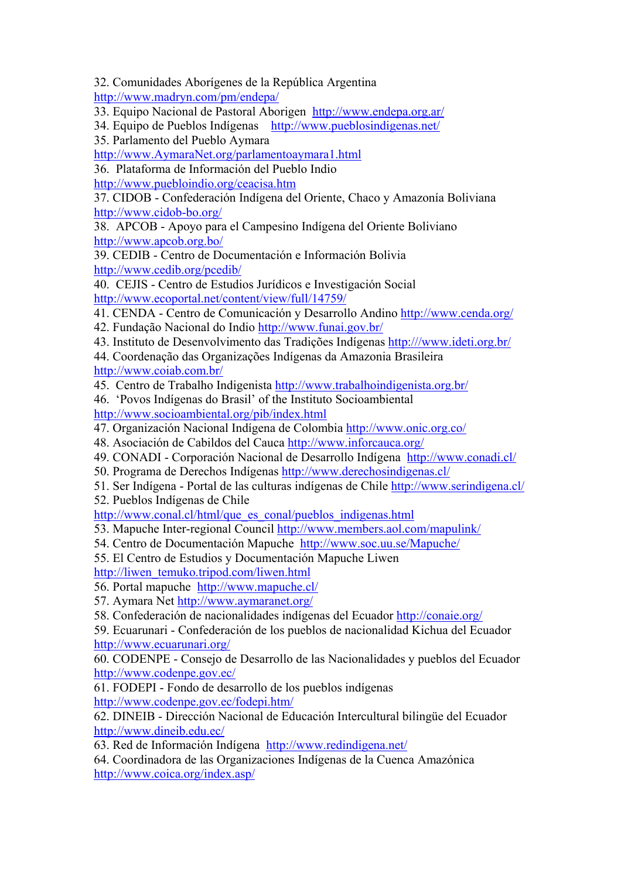32. Comunidades Aborígenes de la República Argentina http://www.madryn.com/pm/endepa/
33. Equipo Nacional de Pastoral Aborigen http://www.endepa.org.ar/
34. Equipo de Pueblos Indígenas http://www.pueblosindigenas.net/
35. Parlamento del Pueblo Aymara http://www.AymaraNet.org/parlamentoaymara1.html
36. Plataforma de Información del Pueblo Indio http://www.puebloindio.org/ceacisa.htm
37. CIDOB - Confederación Indígena del Oriente, Chaco y Amazonía Boliviana http://www.cidob-bo.org/
38. APCOB - Apoyo para el Campesino Indígena del Oriente Boliviano http://www.apcob.org.bo/
39. CEDIB - Centro de Documentación e Información Bolivia http://www.cedib.org/pcedib/
40. CEJIS - Centro de Estudios Jurídicos e Investigación Social http://www.ecoportal.net/content/view/full/14759/
41. CENDA - Centro de Comunicación y Desarrollo Andino http://www.cenda.org/
42. Fundação Nacional do Indio http://www.funai.gov.br/
43. Instituto de Desenvolvimento das Tradições Indígenas http:///www.ideti.org.br/
44. Coordenação das Organizações Indígenas da Amazonia Brasileira http://www.coiab.com.br/
45. Centro de Trabalho Indigenista http://www.trabalhoindigenista.org.br/
46. 'Povos Indígenas do Brasil' of the Instituto Socioambiental http://www.socioambiental.org/pib/index.html
47. Organización Nacional Indígena de Colombia http://www.onic.org.co/
48. Asociación de Cabildos del Cauca http://www.inforcauca.org/
49. CONADI - Corporación Nacional de Desarrollo Indígena http://www.conadi.cl/
50. Programa de Derechos Indígenas http://www.derechosindigenas.cl/
51. Ser Indígena - Portal de las culturas indígenas de Chile http://www.serindigena.cl/
52. Pueblos Indígenas de Chile http://www.conal.cl/html/que_es_conal/pueblos_indigenas.html
53. Mapuche Inter-regional Council http://www.members.aol.com/mapulink/
54. Centro de Documentación Mapuche http://www.soc.uu.se/Mapuche/
55. El Centro de Estudios y Documentación Mapuche Liwen http://liwen_temuko.tripod.com/liwen.html
56. Portal mapuche http://www.mapuche.cl/
57. Aymara Net http://www.aymaranet.org/
58. Confederación de nacionalidades indígenas del Ecuador http://conaie.org/
59. Ecuarunari - Confederación de los pueblos de nacionalidad Kichua del Ecuador http://www.ecuarunari.org/
60. CODENPE - Consejo de Desarrollo de las Nacionalidades y pueblos del Ecuador http://www.codenpe.gov.ec/
61. FODEPI - Fondo de desarrollo de los pueblos indígenas http://www.codenpe.gov.ec/fodepi.htm/
62. DINEIB - Dirección Nacional de Educación Intercultural bilingüe del Ecuador http://www.dineib.edu.ec/
63. Red de Información Indígena http://www.redindigena.net/
64. Coordinadora de las Organizaciones Indígenas de la Cuenca Amazónica http://www.coica.org/index.asp/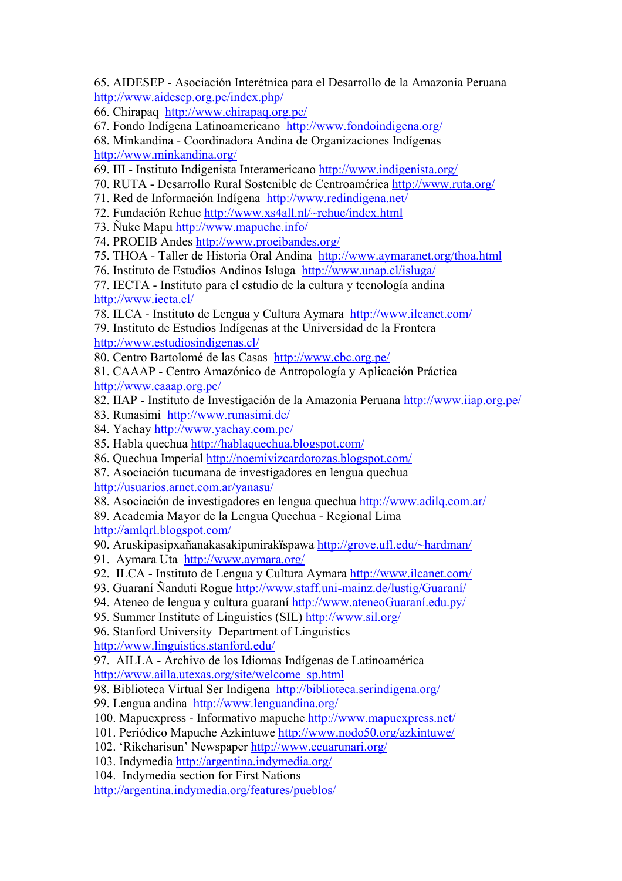65. AIDESEP - Asociación Interétnica para el Desarrollo de la Amazonia Peruana http://www.aidesep.org.pe/index.php/
66. Chirapaq http://www.chirapaq.org.pe/
67. Fondo Indígena Latinoamericano http://www.fondoindigena.org/
68. Minkandina - Coordinadora Andina de Organizaciones Indígenas http://www.minkandina.org/
69. III - Instituto Indigenista Interamericano http://www.indigenista.org/
70. RUTA - Desarrollo Rural Sostenible de Centroamérica http://www.ruta.org/
71. Red de Información Indígena http://www.redindigena.net/
72. Fundación Rehue http://www.xs4all.nl/~rehue/index.html
73. Ñuke Mapu http://www.mapuche.info/
74. PROEIB Andes http://www.proeibandes.org/
75. THOA - Taller de Historia Oral Andina http://www.aymaranet.org/thoa.html
76. Instituto de Estudios Andinos Isluga http://www.unap.cl/isluga/
77. IECTA - Instituto para el estudio de la cultura y tecnología andina http://www.iecta.cl/
78. ILCA - Instituto de Lengua y Cultura Aymara http://www.ilcanet.com/
79. Instituto de Estudios Indígenas at the Universidad de la Frontera http://www.estudiosindigenas.cl/
80. Centro Bartolomé de las Casas http://www.cbc.org.pe/
81. CAAAP - Centro Amazónico de Antropología y Aplicación Práctica http://www.caaap.org.pe/
82. IIAP - Instituto de Investigación de la Amazonia Peruana http://www.iiap.org.pe/
83. Runasimi http://www.runasimi.de/
84. Yachay http://www.yachay.com.pe/
85. Habla quechua http://hablaquechua.blogspot.com/
86. Quechua Imperial http://noemivizcardorozas.blogspot.com/
87. Asociación tucumana de investigadores en lengua quechua http://usuarios.arnet.com.ar/yanasu/
88. Asociación de investigadores en lengua quechua http://www.adilq.com.ar/
89. Academia Mayor de la Lengua Quechua - Regional Lima http://amlqrl.blogspot.com/
90. Aruskipasipxañanakasakipunirakïspawa http://grove.ufl.edu/~hardman/
91. Aymara Uta http://www.aymara.org/
92. ILCA - Instituto de Lengua y Cultura Aymara http://www.ilcanet.com/
93. Guaraní Ñanduti Rogue http://www.staff.uni-mainz.de/lustig/Guaraní/
94. Ateneo de lengua y cultura guaraní http://www.ateneoGuaraní.edu.py/
95. Summer Institute of Linguistics (SIL) http://www.sil.org/
96. Stanford University Department of Linguistics http://www.linguistics.stanford.edu/
97. AILLA - Archivo de los Idiomas Indígenas de Latinoamérica http://www.ailla.utexas.org/site/welcome_sp.html
98. Biblioteca Virtual Ser Indigena http://biblioteca.serindigena.org/
99. Lengua andina http://www.lenguandina.org/
100. Mapuexpress - Informativo mapuche http://www.mapuexpress.net/
101. Periódico Mapuche Azkintuwe http://www.nodo50.org/azkintuwe/
102. 'Rikcharisun' Newspaper http://www.ecuarunari.org/
103. Indymedia http://argentina.indymedia.org/
104. Indymedia section for First Nations http://argentina.indymedia.org/features/pueblos/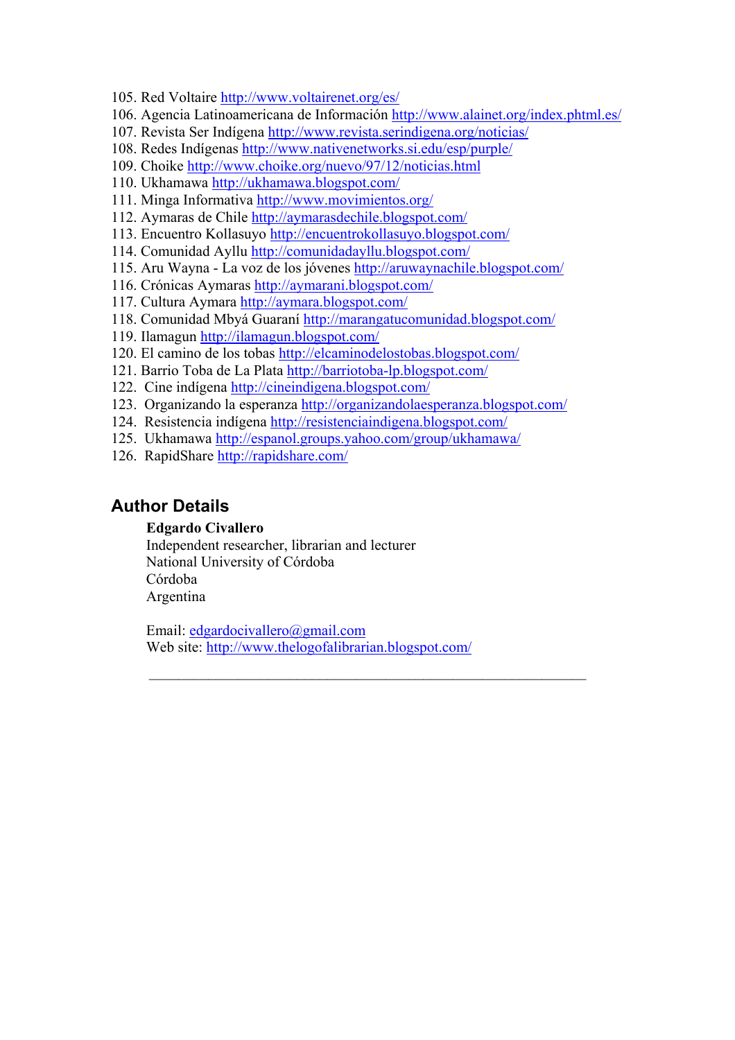105. Red Voltaire http://www.voltairenet.org/es/
106. Agencia Latinoamericana de Información http://www.alainet.org/index.phtml.es/
107. Revista Ser Indígena http://www.revista.serindigena.org/noticias/
108. Redes Indígenas http://www.nativenetworks.si.edu/esp/purple/
109. Choike http://www.choike.org/nuevo/97/12/noticias.html
110. Ukhamawa http://ukhamawa.blogspot.com/
111. Minga Informativa http://www.movimientos.org/
112. Aymaras de Chile http://aymarasdechile.blogspot.com/
113. Encuentro Kollasuyo http://encuentrokollasuyo.blogspot.com/
114. Comunidad Ayllu http://comunidadayllu.blogspot.com/
115. Aru Wayna - La voz de los jóvenes http://aruwaynachile.blogspot.com/
116. Crónicas Aymaras http://aymarani.blogspot.com/
117. Cultura Aymara http://aymara.blogspot.com/
118. Comunidad Mbyá Guaraní http://marangatucomunidad.blogspot.com/
119. Ilamagun http://ilamagun.blogspot.com/
120. El camino de los tobas http://elcaminodelostobas.blogspot.com/
121. Barrio Toba de La Plata http://barriotoba-lp.blogspot.com/
122. Cine indígena http://cineindigena.blogspot.com/
123. Organizando la esperanza http://organizandolaesperanza.blogspot.com/
124. Resistencia indígena http://resistenciaindigena.blogspot.com/
125. Ukhamawa http://espanol.groups.yahoo.com/group/ukhamawa/
126. RapidShare http://rapidshare.com/

## Author Details

**Edgardo Civallero**
Independent researcher, librarian and lecturer
National University of Córdoba
Córdoba
Argentina

Email: edgardocivallero@gmail.com
Web site: http://www.thelogofalibrarian.blogspot.com/

---